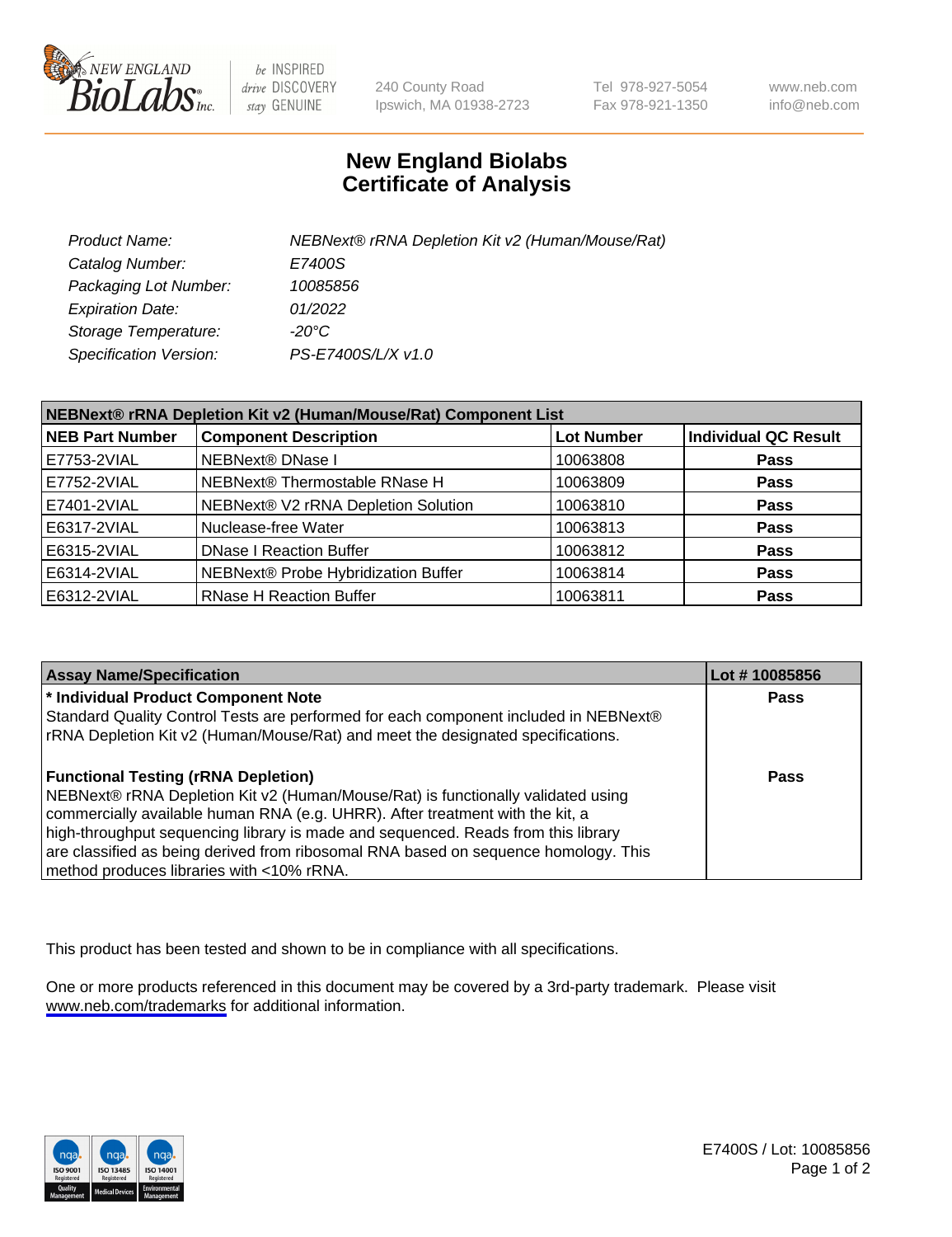# New England Biolabs
# Certificate of Analysis

| | |
|---|---|
| *Product Name:* | *NEBNext® rRNA Depletion Kit v2 (Human/Mouse/Rat)* |
| *Catalog Number:* | *E7400S* |
| *Packaging Lot Number:* | *10085856* |
| *Expiration Date:* | *01/2022* |
| *Storage Temperature:* | *-20°C* |
| *Specification Version:* | *PS-E7400S/L/X v1.0* |

| NEBNext® rRNA Depletion Kit v2 (Human/Mouse/Rat) Component List | | | |
|---|---|---|---|
| **NEB Part Number** | **Component Description** | **Lot Number** | **Individual QC Result** |
| E7753-2VIAL | NEBNext® DNase I | 10063808 | **Pass** |
| E7752-2VIAL | NEBNext® Thermostable RNase H | 10063809 | **Pass** |
| E7401-2VIAL | NEBNext® V2 rRNA Depletion Solution | 10063810 | **Pass** |
| E6317-2VIAL | Nuclease-free Water | 10063813 | **Pass** |
| E6315-2VIAL | DNase I Reaction Buffer | 10063812 | **Pass** |
| E6314-2VIAL | NEBNext® Probe Hybridization Buffer | 10063814 | **Pass** |
| E6312-2VIAL | RNase H Reaction Buffer | 10063811 | **Pass** |

| Assay Name/Specification | Lot # 10085856 |
|---|---|
| **\* Individual Product Component Note**<br>Standard Quality Control Tests are performed for each component included in NEBNext® rRNA Depletion Kit v2 (Human/Mouse/Rat) and meet the designated specifications. | **Pass** |
| **Functional Testing (rRNA Depletion)**<br>NEBNext® rRNA Depletion Kit v2 (Human/Mouse/Rat) is functionally validated using commercially available human RNA (e.g. UHRR). After treatment with the kit, a high-throughput sequencing library is made and sequenced. Reads from this library are classified as being derived from ribosomal RNA based on sequence homology. This method produces libraries with <10% rRNA. | **Pass** |

This product has been tested and shown to be in compliance with all specifications.

One or more products referenced in this document may be covered by a 3rd-party trademark. Please visit www.neb.com/trademarks for additional information.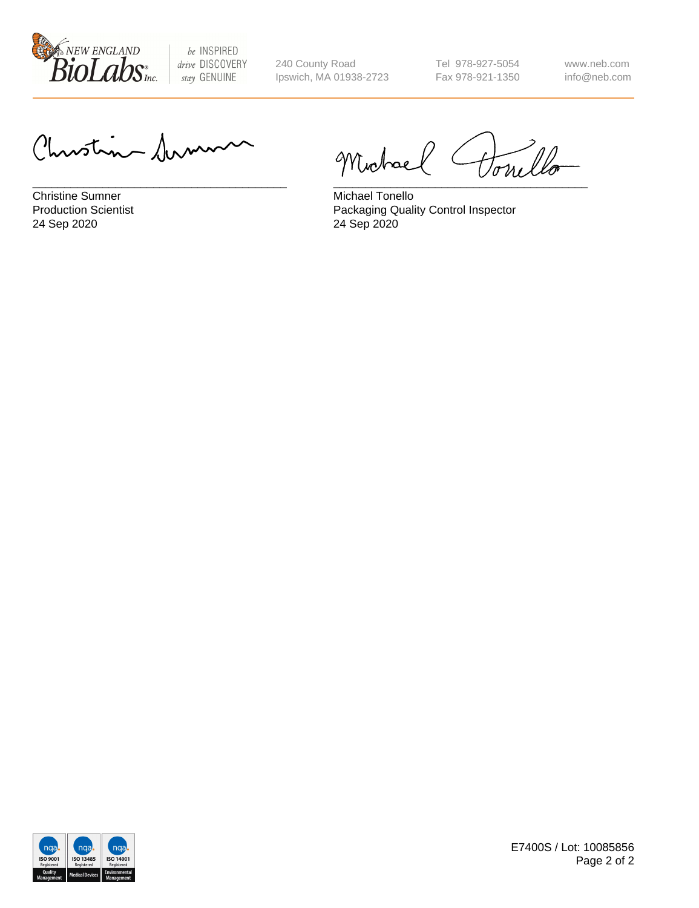be INSPIRED
drive DISCOVERY
stay GENUINE

240 County Road
Ipswich, MA 01938-2723

Tel 978-927-5054
Fax 978-921-1350

www.neb.com
info@neb.com

Christine Sumner
Production Scientist
24 Sep 2020

Michael Tonello
Packaging Quality Control Inspector
24 Sep 2020

E7400S / Lot: 10085856